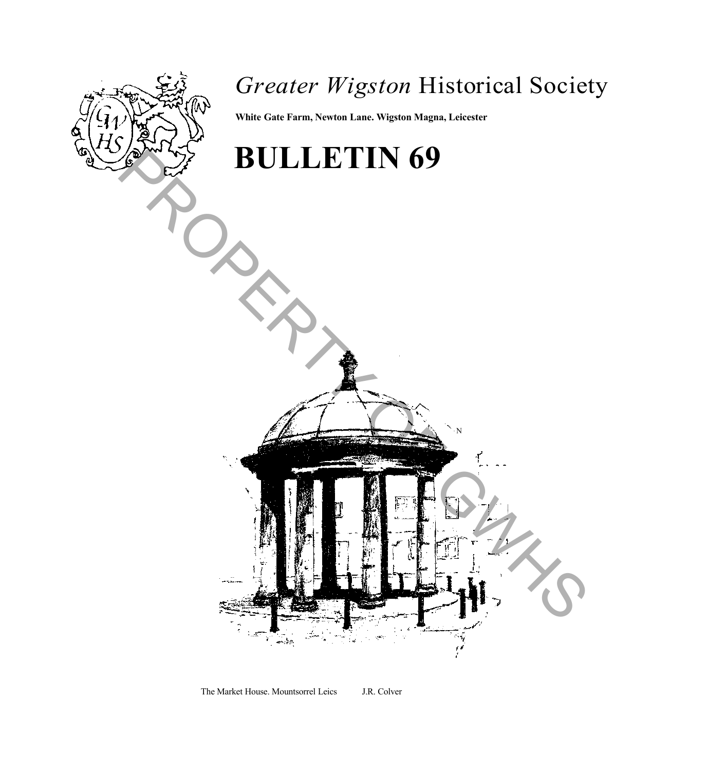# *Greater Wigston* Historical Society

**White Gate Farm, Newton Lane. Wigston Magna, Leicester**

# BULLETIN 69

The Market House. Mountsorrel Leics J.R. Colver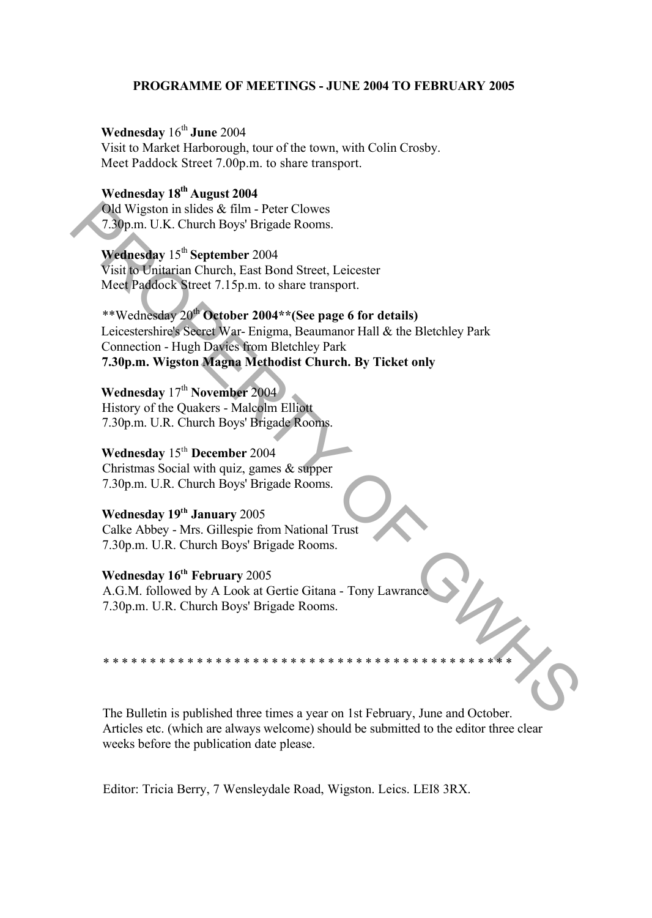# PROGRAMME OF MEETINGS - JUNE 2004 TO FEBRUARY 2005

**Wednesday** 16th **June** 2004
Visit to Market Harborough, tour of the town, with Colin Crosby.
Meet Paddock Street 7.00p.m. to share transport.

**Wednesday 18th August 2004**
Old Wigston in slides & film - Peter Clowes
7.30p.m. U.K. Church Boys' Brigade Rooms.

**Wednesday** 15th **September** 2004
Visit to Unitarian Church, East Bond Street, Leicester
Meet Paddock Street 7.15p.m. to share transport.

\*\*Wednesday 20th **October 2004\*\*(See page 6 for details)**
Leicestershire's Secret War- Enigma, Beaumanor Hall & the Bletchley Park Connection - Hugh Davies from Bletchley Park
**7.30p.m. Wigston Magna Methodist Church. By Ticket only**

**Wednesday** 17th **November** 2004
History of the Quakers - Malcolm Elliott
7.30p.m. U.R. Church Boys' Brigade Rooms.

**Wednesday** 15th **December** 2004
Christmas Social with quiz, games & supper
7.30p.m. U.R. Church Boys' Brigade Rooms.

**Wednesday 19th January** 2005
Calke Abbey - Mrs. Gillespie from National Trust
7.30p.m. U.R. Church Boys' Brigade Rooms.

**Wednesday 16th February** 2005
A.G.M. followed by A Look at Gertie Gitana - Tony Lawrance
7.30p.m. U.R. Church Boys' Brigade Rooms.

\* \* \* \* \* \* \* \* \* \* \* \* \* \* \* \* \* \* \* \* \* \* \* \* \* \* \* \* \* \* \* \* \* \* \* \* \* \* \* \* \* \* \* \*

The Bulletin is published three times a year on 1st February, June and October. Articles etc. (which are always welcome) should be submitted to the editor three clear weeks before the publication date please.

Editor: Tricia Berry, 7 Wensleydale Road, Wigston. Leics. LEI8 3RX.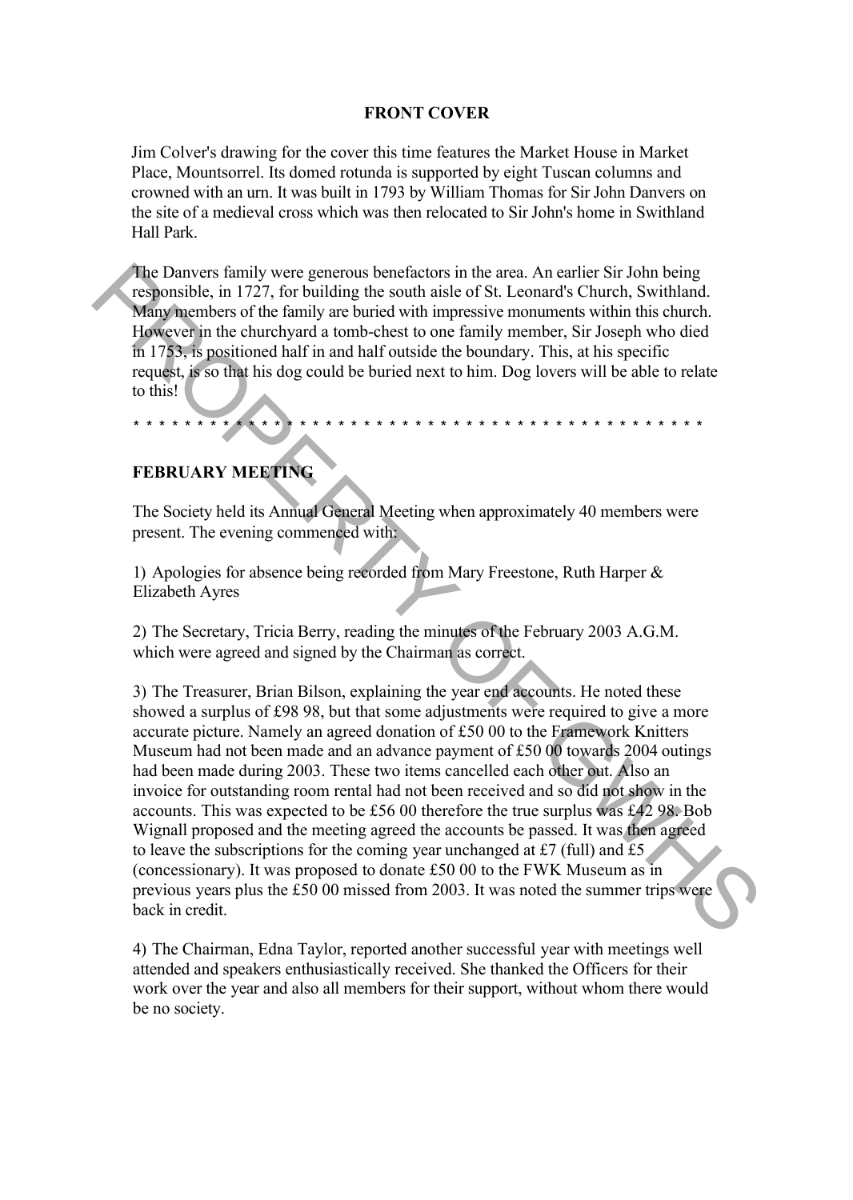## FRONT COVER

Jim Colver's drawing for the cover this time features the Market House in Market Place, Mountsorrel. Its domed rotunda is supported by eight Tuscan columns and crowned with an urn. It was built in 1793 by William Thomas for Sir John Danvers on the site of a medieval cross which was then relocated to Sir John's home in Swithland Hall Park.

The Danvers family were generous benefactors in the area. An earlier Sir John being responsible, in 1727, for building the south aisle of St. Leonard's Church, Swithland. Many members of the family are buried with impressive monuments within this church. However in the churchyard a tomb-chest to one family member, Sir Joseph who died in 1753, is positioned half in and half outside the boundary. This, at his specific request, is so that his dog could be buried next to him. Dog lovers will be able to relate to this!

* * * * * * * * * * * * * * * * * * * * * * * * * * * * * * * * * * * * * * * * * * * * * * * * * *

## FEBRUARY MEETING

The Society held its Annual General Meeting when approximately 40 members were present. The evening commenced with:

1) Apologies for absence being recorded from Mary Freestone, Ruth Harper & Elizabeth Ayres

2) The Secretary, Tricia Berry, reading the minutes of the February 2003 A.G.M. which were agreed and signed by the Chairman as correct.

3) The Treasurer, Brian Bilson, explaining the year end accounts. He noted these showed a surplus of £98 98, but that some adjustments were required to give a more accurate picture. Namely an agreed donation of £50 00 to the Framework Knitters Museum had not been made and an advance payment of £50 00 towards 2004 outings had been made during 2003. These two items cancelled each other out. Also an invoice for outstanding room rental had not been received and so did not show in the accounts. This was expected to be £56 00 therefore the true surplus was £42 98. Bob Wignall proposed and the meeting agreed the accounts be passed. It was then agreed to leave the subscriptions for the coming year unchanged at £7 (full) and £5 (concessionary). It was proposed to donate £50 00 to the FWK Museum as in previous years plus the £50 00 missed from 2003. It was noted the summer trips were back in credit.

4) The Chairman, Edna Taylor, reported another successful year with meetings well attended and speakers enthusiastically received. She thanked the Officers for their work over the year and also all members for their support, without whom there would be no society.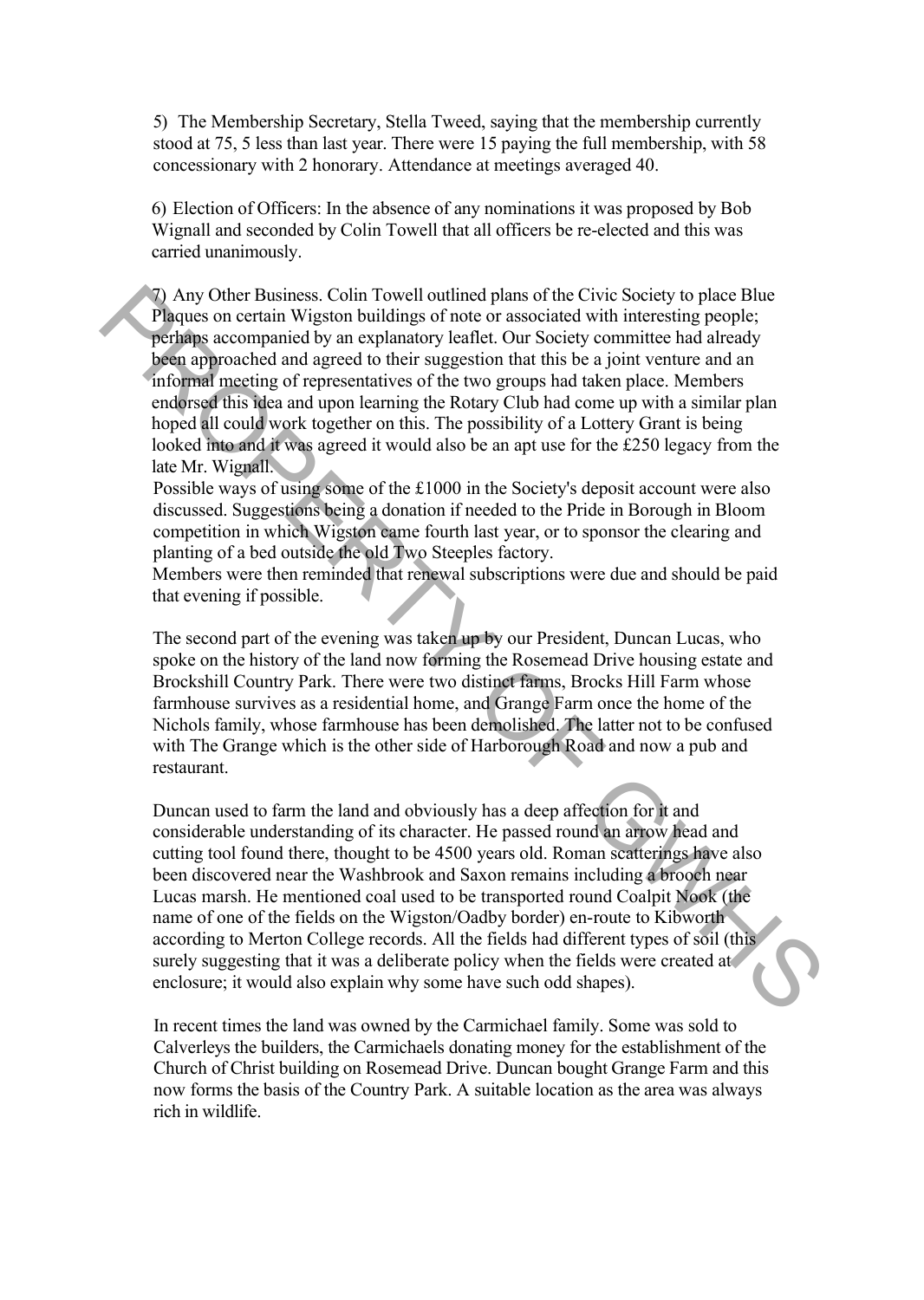5) The Membership Secretary, Stella Tweed, saying that the membership currently stood at 75, 5 less than last year. There were 15 paying the full membership, with 58 concessionary with 2 honorary. Attendance at meetings averaged 40.

6) Election of Officers: In the absence of any nominations it was proposed by Bob Wignall and seconded by Colin Towell that all officers be re-elected and this was carried unanimously.

7) Any Other Business. Colin Towell outlined plans of the Civic Society to place Blue Plaques on certain Wigston buildings of note or associated with interesting people; perhaps accompanied by an explanatory leaflet. Our Society committee had already been approached and agreed to their suggestion that this be a joint venture and an informal meeting of representatives of the two groups had taken place. Members endorsed this idea and upon learning the Rotary Club had come up with a similar plan hoped all could work together on this. The possibility of a Lottery Grant is being looked into and it was agreed it would also be an apt use for the £250 legacy from the late Mr. Wignall.
Possible ways of using some of the £1000 in the Society's deposit account were also discussed. Suggestions being a donation if needed to the Pride in Borough in Bloom competition in which Wigston came fourth last year, or to sponsor the clearing and planting of a bed outside the old Two Steeples factory.
Members were then reminded that renewal subscriptions were due and should be paid that evening if possible.

The second part of the evening was taken up by our President, Duncan Lucas, who spoke on the history of the land now forming the Rosemead Drive housing estate and Brockshill Country Park. There were two distinct farms, Brocks Hill Farm whose farmhouse survives as a residential home, and Grange Farm once the home of the Nichols family, whose farmhouse has been demolished. The latter not to be confused with The Grange which is the other side of Harborough Road and now a pub and restaurant.

Duncan used to farm the land and obviously has a deep affection for it and considerable understanding of its character. He passed round an arrow head and cutting tool found there, thought to be 4500 years old. Roman scatterings have also been discovered near the Washbrook and Saxon remains including a brooch near Lucas marsh. He mentioned coal used to be transported round Coalpit Nook (the name of one of the fields on the Wigston/Oadby border) en-route to Kibworth according to Merton College records. All the fields had different types of soil (this surely suggesting that it was a deliberate policy when the fields were created at enclosure; it would also explain why some have such odd shapes).

In recent times the land was owned by the Carmichael family. Some was sold to Calverleys the builders, the Carmichaels donating money for the establishment of the Church of Christ building on Rosemead Drive. Duncan bought Grange Farm and this now forms the basis of the Country Park. A suitable location as the area was always rich in wildlife.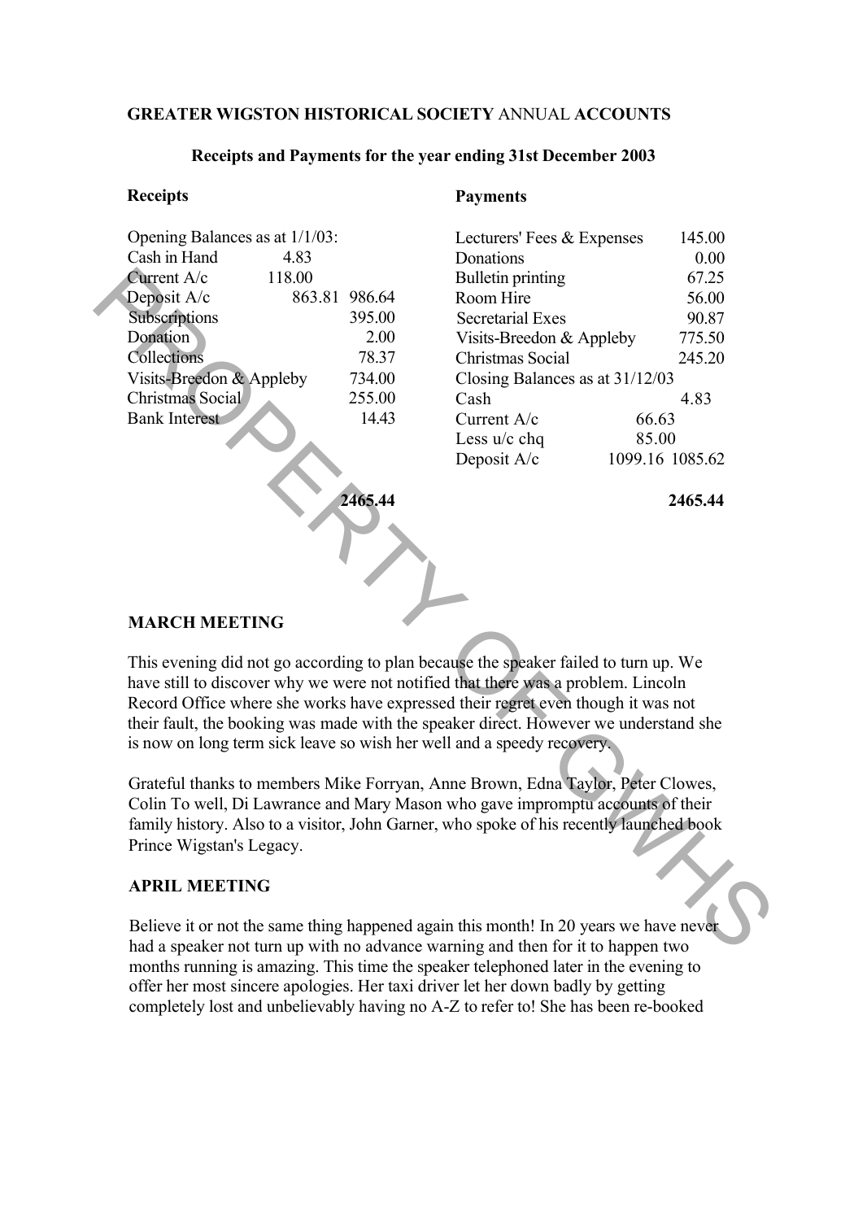**GREATER WIGSTON HISTORICAL SOCIETY** ANNUAL **ACCOUNTS**

**Receipts and Payments for the year ending 31st December 2003**

| **Receipts** | | | | **Payments** | | |
|---|---|---|---|---|---|---|
| Opening Balances as at 1/1/03: | | | | Lecturers' Fees & Expenses | | 145.00 |
| Cash in Hand | 4.83 | | | Donations | | 0.00 |
| Current A/c | 118.00 | | | Bulletin printing | | 67.25 |
| Deposit A/c | 863.81 | 986.64 | | Room Hire | | 56.00 |
| Subscriptions | | 395.00 | | Secretarial Exes | | 90.87 |
| Donation | | 2.00 | | Visits-Breedon & Appleby | | 775.50 |
| Collections | | 78.37 | | Christmas Social | | 245.20 |
| Visits-Breedon & Appleby | | 734.00 | | Closing Balances as at 31/12/03 | | |
| Christmas Social | | 255.00 | | Cash | | 4.83 |
| Bank Interest | | 14.43 | | Current A/c | 66.63 | |
| | | | | Less u/c chq | 85.00 | |
| | | | | Deposit A/c | 1099.16 | 1085.62 |
| | | **2465.44** | | | | **2465.44** |

**MARCH MEETING**

This evening did not go according to plan because the speaker failed to turn up. We have still to discover why we were not notified that there was a problem. Lincoln Record Office where she works have expressed their regret even though it was not their fault, the booking was made with the speaker direct. However we understand she is now on long term sick leave so wish her well and a speedy recovery.

Grateful thanks to members Mike Forryan, Anne Brown, Edna Taylor, Peter Clowes, Colin To well, Di Lawrance and Mary Mason who gave impromptu accounts of their family history. Also to a visitor, John Garner, who spoke of his recently launched book Prince Wigstan's Legacy.

**APRIL MEETING**

Believe it or not the same thing happened again this month! In 20 years we have never had a speaker not turn up with no advance warning and then for it to happen two months running is amazing. This time the speaker telephoned later in the evening to offer her most sincere apologies. Her taxi driver let her down badly by getting completely lost and unbelievably having no A-Z to refer to! She has been re-booked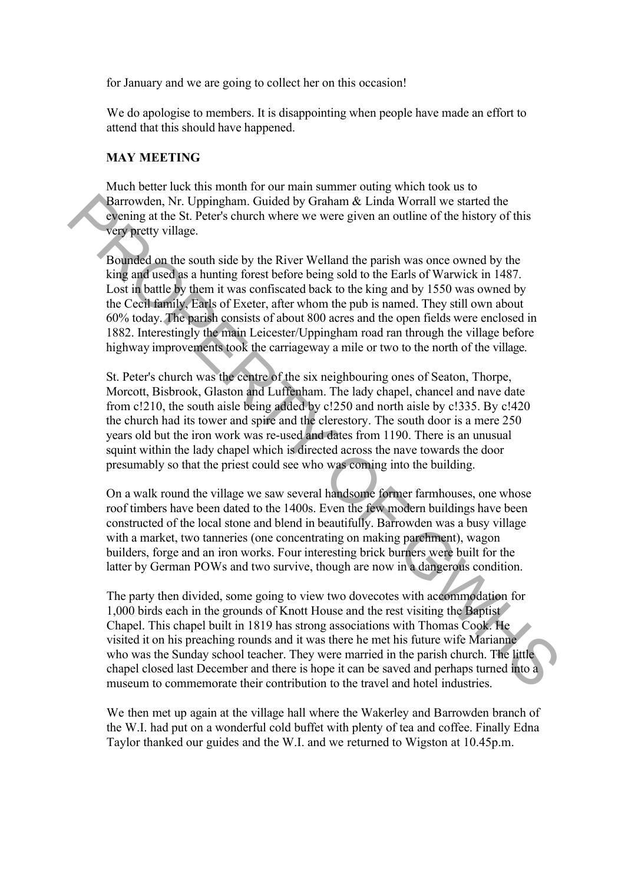for January and we are going to collect her on this occasion!

We do apologise to members. It is disappointing when people have made an effort to attend that this should have happened.

**MAY MEETING**

Much better luck this month for our main summer outing which took us to Barrowden, Nr. Uppingham. Guided by Graham & Linda Worrall we started the evening at the St. Peter's church where we were given an outline of the history of this very pretty village.

Bounded on the south side by the River Welland the parish was once owned by the king and used as a hunting forest before being sold to the Earls of Warwick in 1487. Lost in battle by them it was confiscated back to the king and by 1550 was owned by the Cecil family, Earls of Exeter, after whom the pub is named. They still own about 60% today. The parish consists of about 800 acres and the open fields were enclosed in 1882. Interestingly the main Leicester/Uppingham road ran through the village before highway improvements took the carriageway a mile or two to the north of the village.

St. Peter's church was the centre of the six neighbouring ones of Seaton, Thorpe, Morcott, Bisbrook, Glaston and Luffenham. The lady chapel, chancel and nave date from c!210, the south aisle being added by c!250 and north aisle by c!335. By c!420 the church had its tower and spire and the clerestory. The south door is a mere 250 years old but the iron work was re-used and dates from 1190. There is an unusual squint within the lady chapel which is directed across the nave towards the door presumably so that the priest could see who was coming into the building.

On a walk round the village we saw several handsome former farmhouses, one whose roof timbers have been dated to the 1400s. Even the few modern buildings have been constructed of the local stone and blend in beautifully. Barrowden was a busy village with a market, two tanneries (one concentrating on making parchment), wagon builders, forge and an iron works. Four interesting brick burners were built for the latter by German POWs and two survive, though are now in a dangerous condition.

The party then divided, some going to view two dovecotes with accommodation for 1,000 birds each in the grounds of Knott House and the rest visiting the Baptist Chapel. This chapel built in 1819 has strong associations with Thomas Cook. He visited it on his preaching rounds and it was there he met his future wife Marianne who was the Sunday school teacher. They were married in the parish church. The little chapel closed last December and there is hope it can be saved and perhaps turned into a museum to commemorate their contribution to the travel and hotel industries.

We then met up again at the village hall where the Wakerley and Barrowden branch of the W.I. had put on a wonderful cold buffet with plenty of tea and coffee. Finally Edna Taylor thanked our guides and the W.I. and we returned to Wigston at 10.45p.m.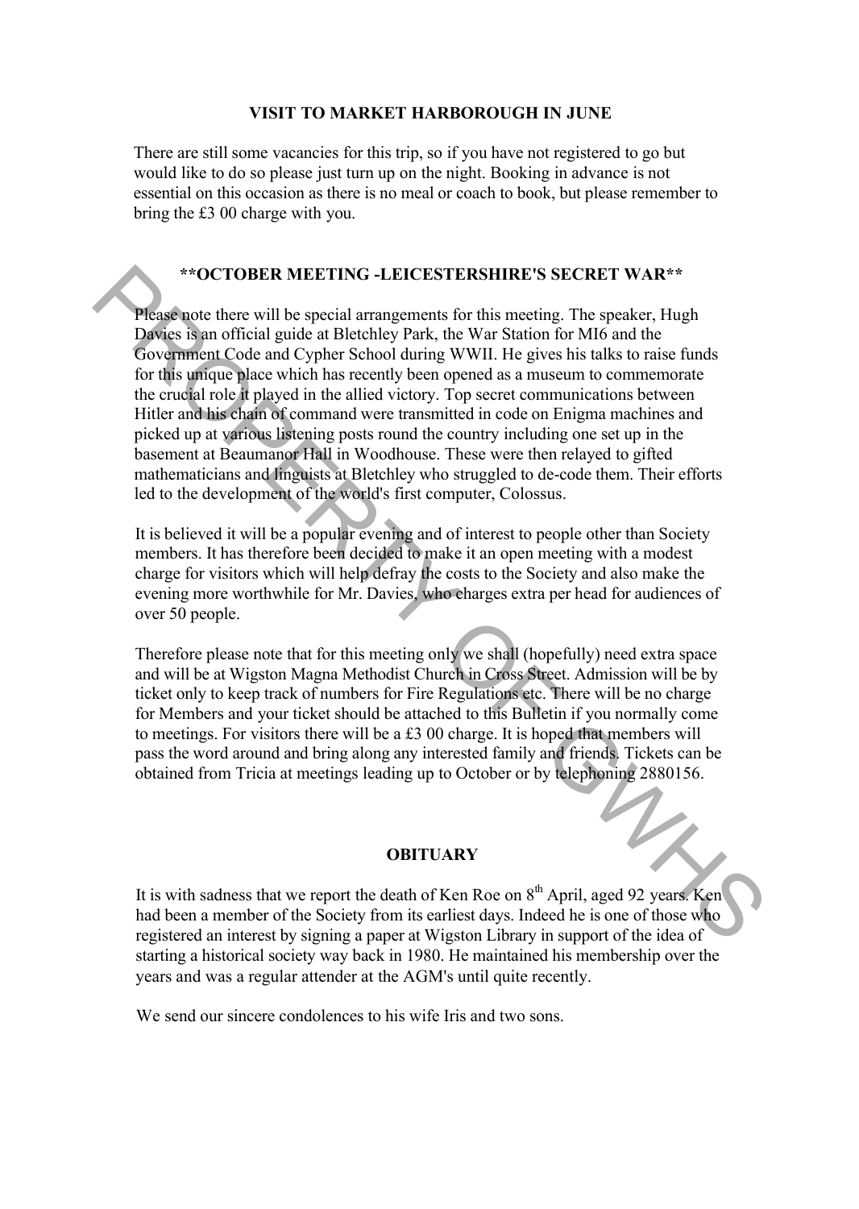## VISIT TO MARKET HARBOROUGH IN JUNE

There are still some vacancies for this trip, so if you have not registered to go but would like to do so please just turn up on the night. Booking in advance is not essential on this occasion as there is no meal or coach to book, but please remember to bring the £3 00 charge with you.

## **OCTOBER MEETING -LEICESTERSHIRE'S SECRET WAR**

Please note there will be special arrangements for this meeting. The speaker, Hugh Davies is an official guide at Bletchley Park, the War Station for MI6 and the Government Code and Cypher School during WWII. He gives his talks to raise funds for this unique place which has recently been opened as a museum to commemorate the crucial role it played in the allied victory. Top secret communications between Hitler and his chain of command were transmitted in code on Enigma machines and picked up at various listening posts round the country including one set up in the basement at Beaumanor Hall in Woodhouse. These were then relayed to gifted mathematicians and linguists at Bletchley who struggled to de-code them. Their efforts led to the development of the world's first computer, Colossus.

It is believed it will be a popular evening and of interest to people other than Society members. It has therefore been decided to make it an open meeting with a modest charge for visitors which will help defray the costs to the Society and also make the evening more worthwhile for Mr. Davies, who charges extra per head for audiences of over 50 people.

Therefore please note that for this meeting only we shall (hopefully) need extra space and will be at Wigston Magna Methodist Church in Cross Street. Admission will be by ticket only to keep track of numbers for Fire Regulations etc. There will be no charge for Members and your ticket should be attached to this Bulletin if you normally come to meetings. For visitors there will be a £3 00 charge. It is hoped that members will pass the word around and bring along any interested family and friends. Tickets can be obtained from Tricia at meetings leading up to October or by telephoning 2880156.

## OBITUARY

It is with sadness that we report the death of Ken Roe on 8th April, aged 92 years. Ken had been a member of the Society from its earliest days. Indeed he is one of those who registered an interest by signing a paper at Wigston Library in support of the idea of starting a historical society way back in 1980. He maintained his membership over the years and was a regular attender at the AGM's until quite recently.

We send our sincere condolences to his wife Iris and two sons.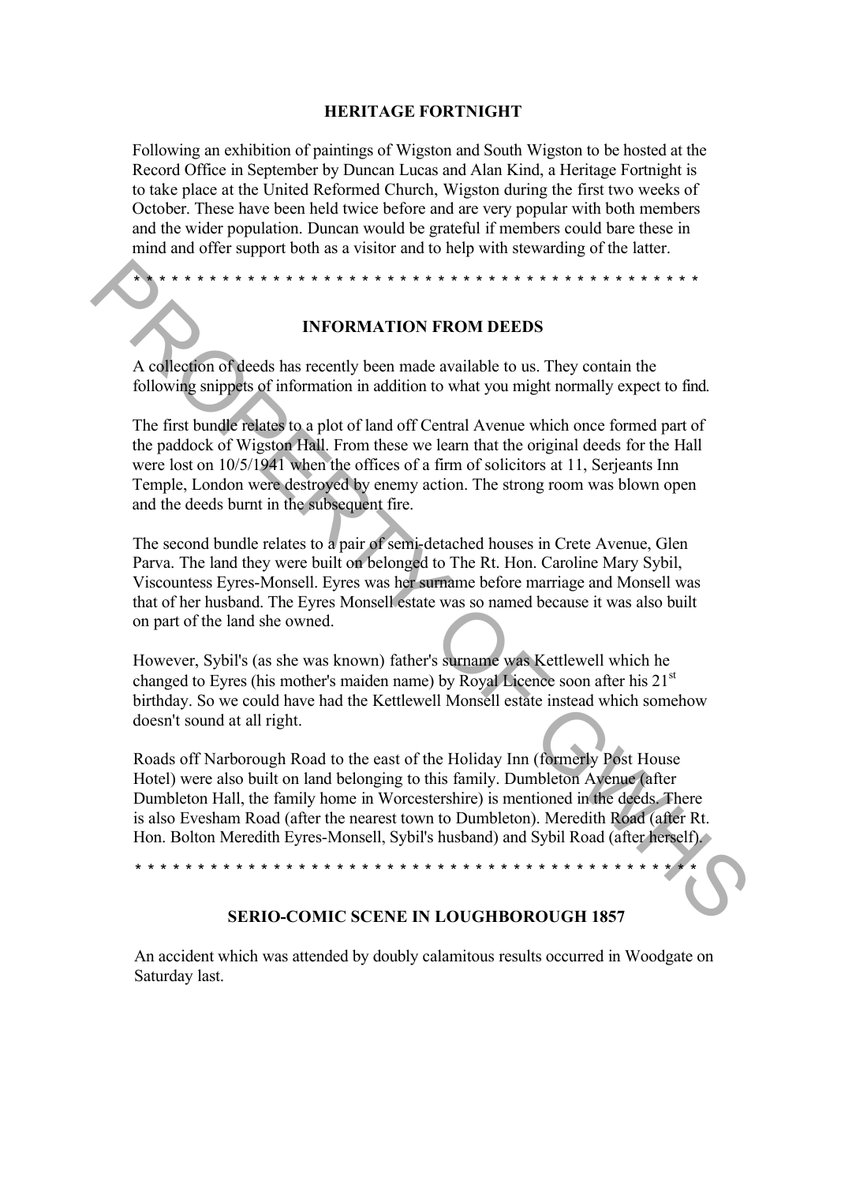## HERITAGE FORTNIGHT

Following an exhibition of paintings of Wigston and South Wigston to be hosted at the Record Office in September by Duncan Lucas and Alan Kind, a Heritage Fortnight is to take place at the United Reformed Church, Wigston during the first two weeks of October. These have been held twice before and are very popular with both members and the wider population. Duncan would be grateful if members could bare these in mind and offer support both as a visitor and to help with stewarding of the latter.

* * * * * * * * * * * * * * * * * * * * * * * * * * * * * * * * * * * * * * * * * * * * * *

## INFORMATION FROM DEEDS

A collection of deeds has recently been made available to us. They contain the following snippets of information in addition to what you might normally expect to find.

The first bundle relates to a plot of land off Central Avenue which once formed part of the paddock of Wigston Hall. From these we learn that the original deeds for the Hall were lost on 10/5/1941 when the offices of a firm of solicitors at 11, Serjeants Inn Temple, London were destroyed by enemy action. The strong room was blown open and the deeds burnt in the subsequent fire.

The second bundle relates to a pair of semi-detached houses in Crete Avenue, Glen Parva. The land they were built on belonged to The Rt. Hon. Caroline Mary Sybil, Viscountess Eyres-Monsell. Eyres was her surname before marriage and Monsell was that of her husband. The Eyres Monsell estate was so named because it was also built on part of the land she owned.

However, Sybil's (as she was known) father's surname was Kettlewell which he changed to Eyres (his mother's maiden name) by Royal Licence soon after his 21st birthday. So we could have had the Kettlewell Monsell estate instead which somehow doesn't sound at all right.

Roads off Narborough Road to the east of the Holiday Inn (formerly Post House Hotel) were also built on land belonging to this family. Dumbleton Avenue (after Dumbleton Hall, the family home in Worcestershire) is mentioned in the deeds. There is also Evesham Road (after the nearest town to Dumbleton). Meredith Road (after Rt. Hon. Bolton Meredith Eyres-Monsell, Sybil's husband) and Sybil Road (after herself).

* * * * * * * * * * * * * * * * * * * * * * * * * * * * * * * * * * * * * * * * * * * * * *

## SERIO-COMIC SCENE IN LOUGHBOROUGH 1857

An accident which was attended by doubly calamitous results occurred in Woodgate on Saturday last.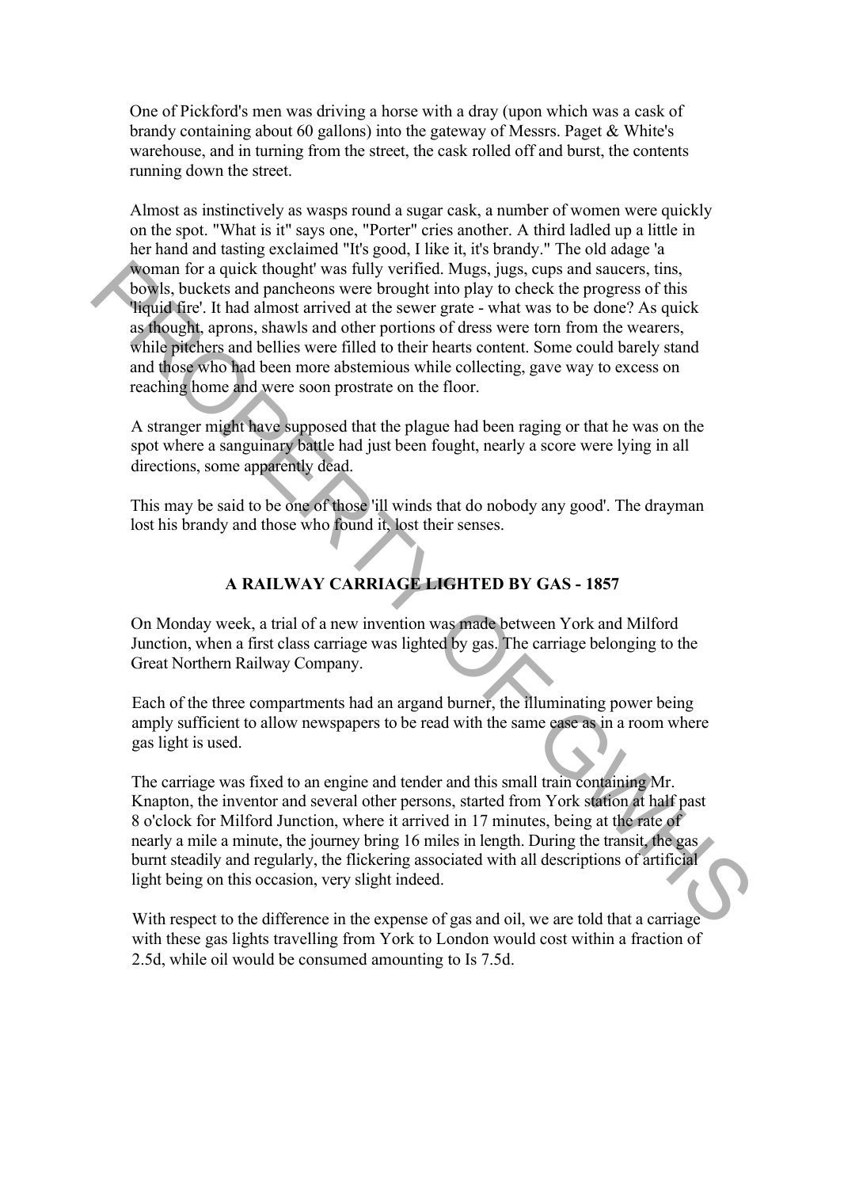One of Pickford's men was driving a horse with a dray (upon which was a cask of brandy containing about 60 gallons) into the gateway of Messrs. Paget & White's warehouse, and in turning from the street, the cask rolled off and burst, the contents running down the street.

Almost as instinctively as wasps round a sugar cask, a number of women were quickly on the spot. "What is it" says one, "Porter" cries another. A third ladled up a little in her hand and tasting exclaimed "It's good, I like it, it's brandy." The old adage 'a woman for a quick thought' was fully verified. Mugs, jugs, cups and saucers, tins, bowls, buckets and pancheons were brought into play to check the progress of this 'liquid fire'. It had almost arrived at the sewer grate - what was to be done? As quick as thought, aprons, shawls and other portions of dress were torn from the wearers, while pitchers and bellies were filled to their hearts content. Some could barely stand and those who had been more abstemious while collecting, gave way to excess on reaching home and were soon prostrate on the floor.

A stranger might have supposed that the plague had been raging or that he was on the spot where a sanguinary battle had just been fought, nearly a score were lying in all directions, some apparently dead.

This may be said to be one of those 'ill winds that do nobody any good'. The drayman lost his brandy and those who found it, lost their senses.

## A RAILWAY CARRIAGE LIGHTED BY GAS - 1857

On Monday week, a trial of a new invention was made between York and Milford Junction, when a first class carriage was lighted by gas. The carriage belonging to the Great Northern Railway Company.

Each of the three compartments had an argand burner, the illuminating power being amply sufficient to allow newspapers to be read with the same ease as in a room where gas light is used.

The carriage was fixed to an engine and tender and this small train containing Mr. Knapton, the inventor and several other persons, started from York station at half past 8 o'clock for Milford Junction, where it arrived in 17 minutes, being at the rate of nearly a mile a minute, the journey bring 16 miles in length. During the transit, the gas burnt steadily and regularly, the flickering associated with all descriptions of artificial light being on this occasion, very slight indeed.

With respect to the difference in the expense of gas and oil, we are told that a carriage with these gas lights travelling from York to London would cost within a fraction of 2.5d, while oil would be consumed amounting to Is 7.5d.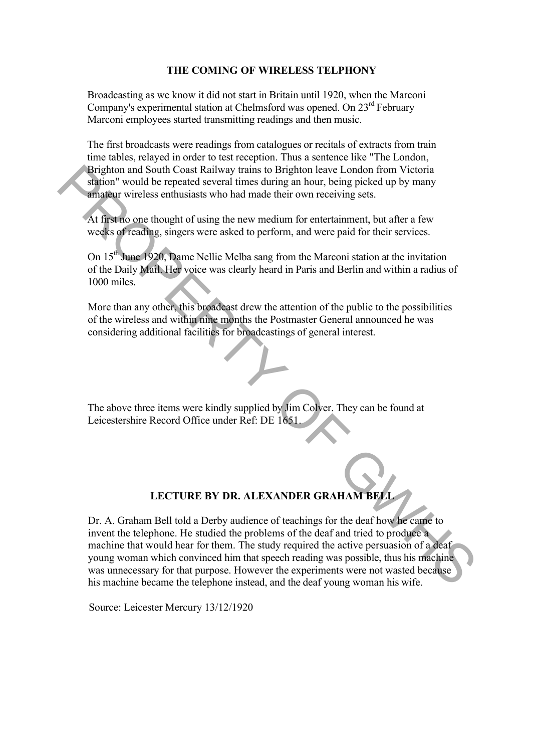## THE COMING OF WIRELESS TELPHONY

Broadcasting as we know it did not start in Britain until 1920, when the Marconi Company's experimental station at Chelmsford was opened. On 23rd February Marconi employees started transmitting readings and then music.

The first broadcasts were readings from catalogues or recitals of extracts from train time tables, relayed in order to test reception. Thus a sentence like "The London, Brighton and South Coast Railway trains to Brighton leave London from Victoria station" would be repeated several times during an hour, being picked up by many amateur wireless enthusiasts who had made their own receiving sets.

At first no one thought of using the new medium for entertainment, but after a few weeks of reading, singers were asked to perform, and were paid for their services.

On 15th June 1920, Dame Nellie Melba sang from the Marconi station at the invitation of the Daily Mail. Her voice was clearly heard in Paris and Berlin and within a radius of 1000 miles.

More than any other, this broadcast drew the attention of the public to the possibilities of the wireless and within nine months the Postmaster General announced he was considering additional facilities for broadcastings of general interest.

The above three items were kindly supplied by Jim Colver. They can be found at Leicestershire Record Office under Ref: DE 1651.

## LECTURE BY DR. ALEXANDER GRAHAM BELL

Dr. A. Graham Bell told a Derby audience of teachings for the deaf how he came to invent the telephone. He studied the problems of the deaf and tried to produce a machine that would hear for them. The study required the active persuasion of a deaf young woman which convinced him that speech reading was possible, thus his machine was unnecessary for that purpose. However the experiments were not wasted because his machine became the telephone instead, and the deaf young woman his wife.

Source: Leicester Mercury 13/12/1920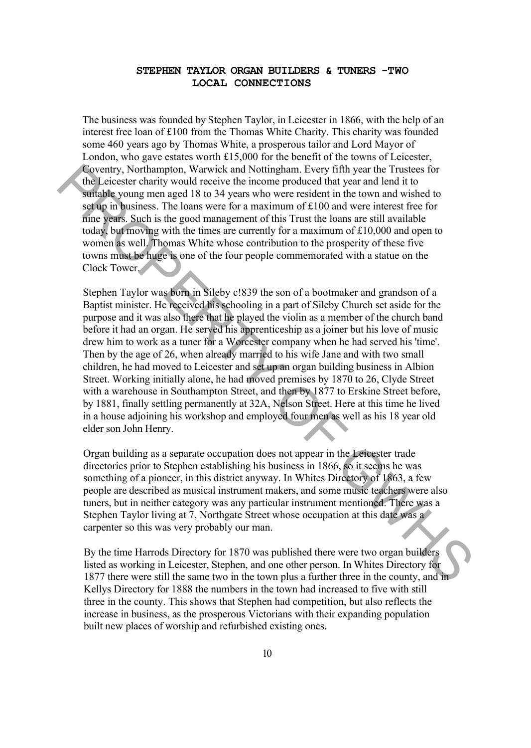# STEPHEN TAYLOR ORGAN BUILDERS & TUNERS -TWO LOCAL CONNECTIONS

The business was founded by Stephen Taylor, in Leicester in 1866, with the help of an interest free loan of £100 from the Thomas White Charity. This charity was founded some 460 years ago by Thomas White, a prosperous tailor and Lord Mayor of London, who gave estates worth £15,000 for the benefit of the towns of Leicester, Coventry, Northampton, Warwick and Nottingham. Every fifth year the Trustees for the Leicester charity would receive the income produced that year and lend it to suitable young men aged 18 to 34 years who were resident in the town and wished to set up in business. The loans were for a maximum of £100 and were interest free for nine years. Such is the good management of this Trust the loans are still available today, but moving with the times are currently for a maximum of £10,000 and open to women as well. Thomas White whose contribution to the prosperity of these five towns must be huge is one of the four people commemorated with a statue on the Clock Tower.

Stephen Taylor was born in Sileby c!839 the son of a bootmaker and grandson of a Baptist minister. He received his schooling in a part of Sileby Church set aside for the purpose and it was also there that he played the violin as a member of the church band before it had an organ. He served his apprenticeship as a joiner but his love of music drew him to work as a tuner for a Worcester company when he had served his 'time'. Then by the age of 26, when already married to his wife Jane and with two small children, he had moved to Leicester and set up an organ building business in Albion Street. Working initially alone, he had moved premises by 1870 to 26, Clyde Street with a warehouse in Southampton Street, and then by 1877 to Erskine Street before, by 1881, finally settling permanently at 32A, Nelson Street. Here at this time he lived in a house adjoining his workshop and employed four men as well as his 18 year old elder son John Henry.

Organ building as a separate occupation does not appear in the Leicester trade directories prior to Stephen establishing his business in 1866, so it seems he was something of a pioneer, in this district anyway. In Whites Directory of 1863, a few people are described as musical instrument makers, and some music teachers were also tuners, but in neither category was any particular instrument mentioned. There was a Stephen Taylor living at 7, Northgate Street whose occupation at this date was a carpenter so this was very probably our man.

By the time Harrods Directory for 1870 was published there were two organ builders listed as working in Leicester, Stephen, and one other person. In Whites Directory for 1877 there were still the same two in the town plus a further three in the county, and in Kellys Directory for 1888 the numbers in the town had increased to five with still three in the county. This shows that Stephen had competition, but also reflects the increase in business, as the prosperous Victorians with their expanding population built new places of worship and refurbished existing ones.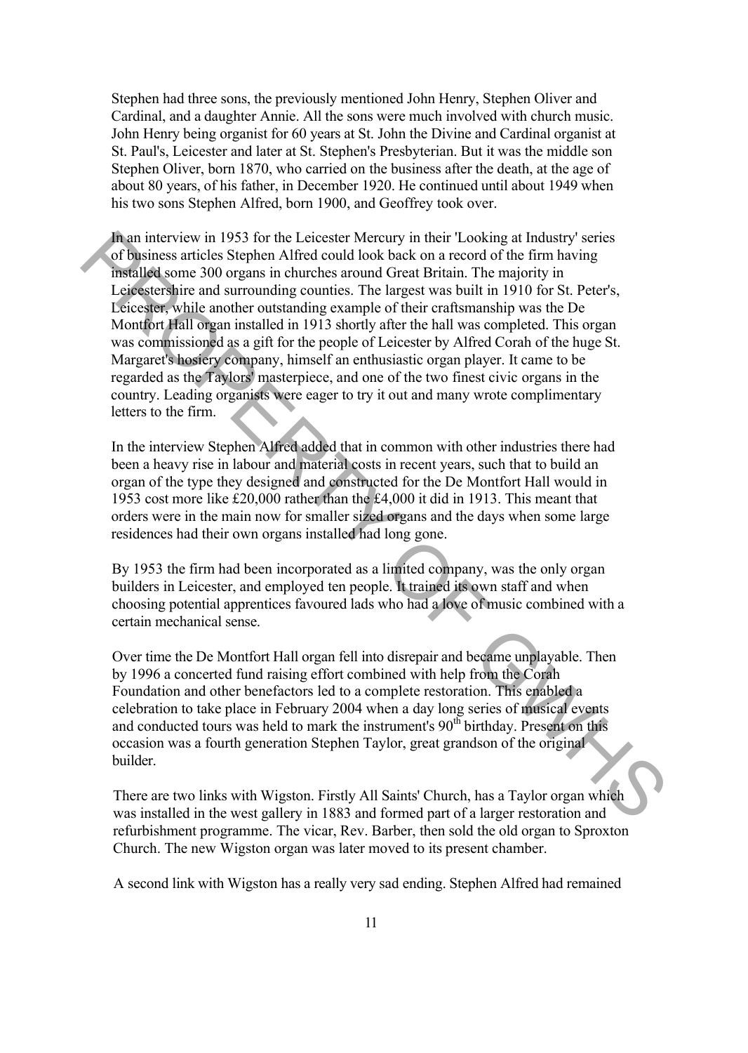Stephen had three sons, the previously mentioned John Henry, Stephen Oliver and Cardinal, and a daughter Annie. All the sons were much involved with church music. John Henry being organist for 60 years at St. John the Divine and Cardinal organist at St. Paul's, Leicester and later at St. Stephen's Presbyterian. But it was the middle son Stephen Oliver, born 1870, who carried on the business after the death, at the age of about 80 years, of his father, in December 1920. He continued until about 1949 when his two sons Stephen Alfred, born 1900, and Geoffrey took over.

In an interview in 1953 for the Leicester Mercury in their 'Looking at Industry' series of business articles Stephen Alfred could look back on a record of the firm having installed some 300 organs in churches around Great Britain. The majority in Leicestershire and surrounding counties. The largest was built in 1910 for St. Peter's, Leicester, while another outstanding example of their craftsmanship was the De Montfort Hall organ installed in 1913 shortly after the hall was completed. This organ was commissioned as a gift for the people of Leicester by Alfred Corah of the huge St. Margaret's hosiery company, himself an enthusiastic organ player. It came to be regarded as the Taylors' masterpiece, and one of the two finest civic organs in the country. Leading organists were eager to try it out and many wrote complimentary letters to the firm.

In the interview Stephen Alfred added that in common with other industries there had been a heavy rise in labour and material costs in recent years, such that to build an organ of the type they designed and constructed for the De Montfort Hall would in 1953 cost more like £20,000 rather than the £4,000 it did in 1913. This meant that orders were in the main now for smaller sized organs and the days when some large residences had their own organs installed had long gone.

By 1953 the firm had been incorporated as a limited company, was the only organ builders in Leicester, and employed ten people. It trained its own staff and when choosing potential apprentices favoured lads who had a love of music combined with a certain mechanical sense.

Over time the De Montfort Hall organ fell into disrepair and became unplayable. Then by 1996 a concerted fund raising effort combined with help from the Corah Foundation and other benefactors led to a complete restoration. This enabled a celebration to take place in February 2004 when a day long series of musical events and conducted tours was held to mark the instrument's 90th birthday. Present on this occasion was a fourth generation Stephen Taylor, great grandson of the original builder.

There are two links with Wigston. Firstly All Saints' Church, has a Taylor organ which was installed in the west gallery in 1883 and formed part of a larger restoration and refurbishment programme. The vicar, Rev. Barber, then sold the old organ to Sproxton Church. The new Wigston organ was later moved to its present chamber.

A second link with Wigston has a really very sad ending. Stephen Alfred had remained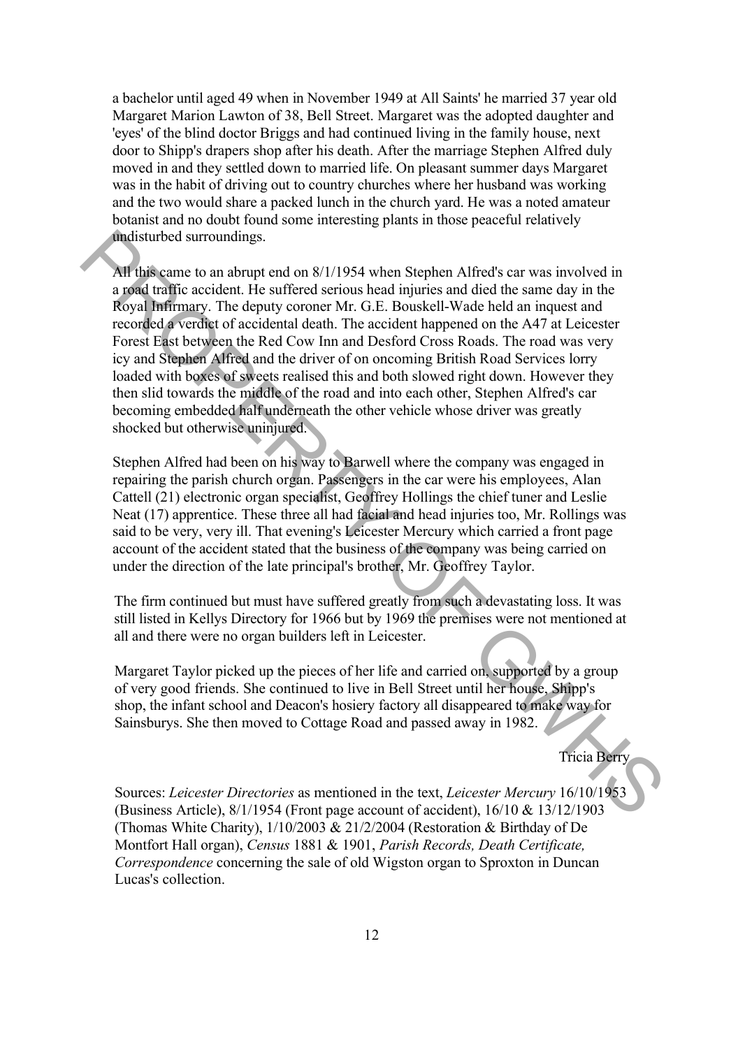a bachelor until aged 49 when in November 1949 at All Saints' he married 37 year old Margaret Marion Lawton of 38, Bell Street. Margaret was the adopted daughter and 'eyes' of the blind doctor Briggs and had continued living in the family house, next door to Shipp's drapers shop after his death. After the marriage Stephen Alfred duly moved in and they settled down to married life. On pleasant summer days Margaret was in the habit of driving out to country churches where her husband was working and the two would share a packed lunch in the church yard. He was a noted amateur botanist and no doubt found some interesting plants in those peaceful relatively undisturbed surroundings.

All this came to an abrupt end on 8/1/1954 when Stephen Alfred's car was involved in a road traffic accident. He suffered serious head injuries and died the same day in the Royal Infirmary. The deputy coroner Mr. G.E. Bouskell-Wade held an inquest and recorded a verdict of accidental death. The accident happened on the A47 at Leicester Forest East between the Red Cow Inn and Desford Cross Roads. The road was very icy and Stephen Alfred and the driver of on oncoming British Road Services lorry loaded with boxes of sweets realised this and both slowed right down. However they then slid towards the middle of the road and into each other, Stephen Alfred's car becoming embedded half underneath the other vehicle whose driver was greatly shocked but otherwise uninjured.

Stephen Alfred had been on his way to Barwell where the company was engaged in repairing the parish church organ. Passengers in the car were his employees, Alan Cattell (21) electronic organ specialist, Geoffrey Hollings the chief tuner and Leslie Neat (17) apprentice. These three all had facial and head injuries too, Mr. Rollings was said to be very, very ill. That evening's Leicester Mercury which carried a front page account of the accident stated that the business of the company was being carried on under the direction of the late principal's brother, Mr. Geoffrey Taylor.

The firm continued but must have suffered greatly from such a devastating loss. It was still listed in Kellys Directory for 1966 but by 1969 the premises were not mentioned at all and there were no organ builders left in Leicester.

Margaret Taylor picked up the pieces of her life and carried on, supported by a group of very good friends. She continued to live in Bell Street until her house, Shipp's shop, the infant school and Deacon's hosiery factory all disappeared to make way for Sainsburys. She then moved to Cottage Road and passed away in 1982.

Tricia Berry

Sources: *Leicester Directories* as mentioned in the text, *Leicester Mercury* 16/10/1953 (Business Article), 8/1/1954 (Front page account of accident), 16/10 & 13/12/1903 (Thomas White Charity), 1/10/2003 & 21/2/2004 (Restoration & Birthday of De Montfort Hall organ), *Census* 1881 & 1901, *Parish Records, Death Certificate, Correspondence* concerning the sale of old Wigston organ to Sproxton in Duncan Lucas's collection.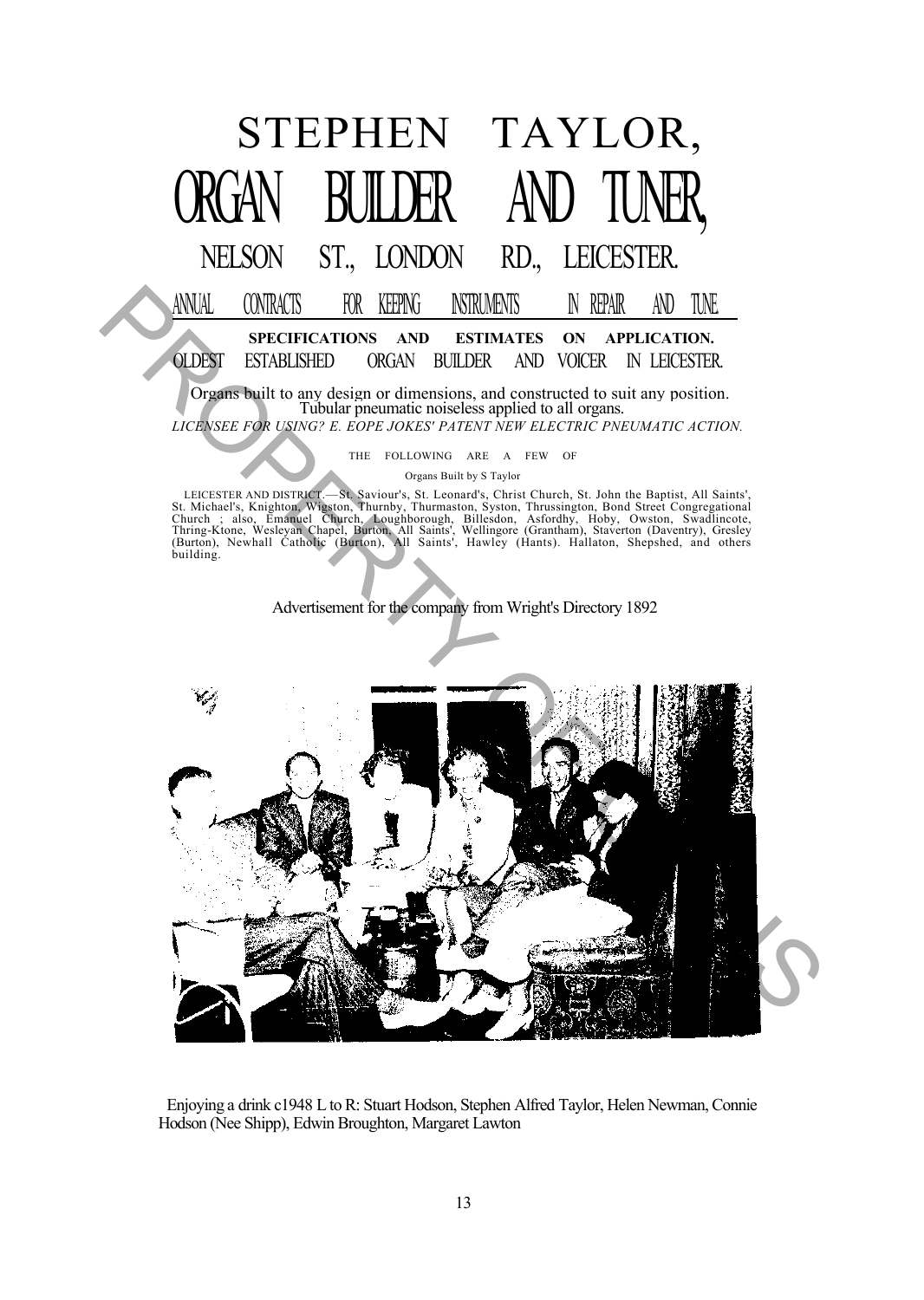# STEPHEN TAYLOR,

# ORGAN BUILDER AND TUNER,

## NELSON ST., LONDON RD., LEICESTER.

ANNUAL CONTRACTS FOR KEEPING INSTRUMENTS IN REPAIR AND TUNE

**SPECIFICATIONS AND ESTIMATES ON APPLICATION.**

OLDEST ESTABLISHED ORGAN BUILDER AND VOICER IN LEICESTER.

Organs built to any design or dimensions, and constructed to suit any position.
Tubular pneumatic noiseless applied to all organs.
*LICENSEE FOR USING? E. EOPE JOKES' PATENT NEW ELECTRIC PNEUMATIC ACTION.*

THE FOLLOWING ARE A FEW OF

Organs Built by S Taylor

LEICESTER AND DISTRICT.—St. Saviour's, St. Leonard's, Christ Church, St. John the Baptist, All Saints', St. Michael's, Knighton, Wigston, Thurnby, Thurmaston, Syston, Thrussington, Bond Street Congregational Church ; also, Emanuel Church, Loughborough, Billesdon, Asfordhy, Hoby, Owston, Swadlincote, Thring-Ktone, Wesleyan Chapel, Burton, All Saints', Wellingore (Grantham), Staverton (Daventry), Gresley (Burton), Newhall Catholic (Burton), All Saints', Hawley (Hants). Hallaton, Shepshed, and others building.

Advertisement for the company from Wright's Directory 1892

Enjoying a drink c1948 L to R: Stuart Hodson, Stephen Alfred Taylor, Helen Newman, Connie Hodson (Nee Shipp), Edwin Broughton, Margaret Lawton